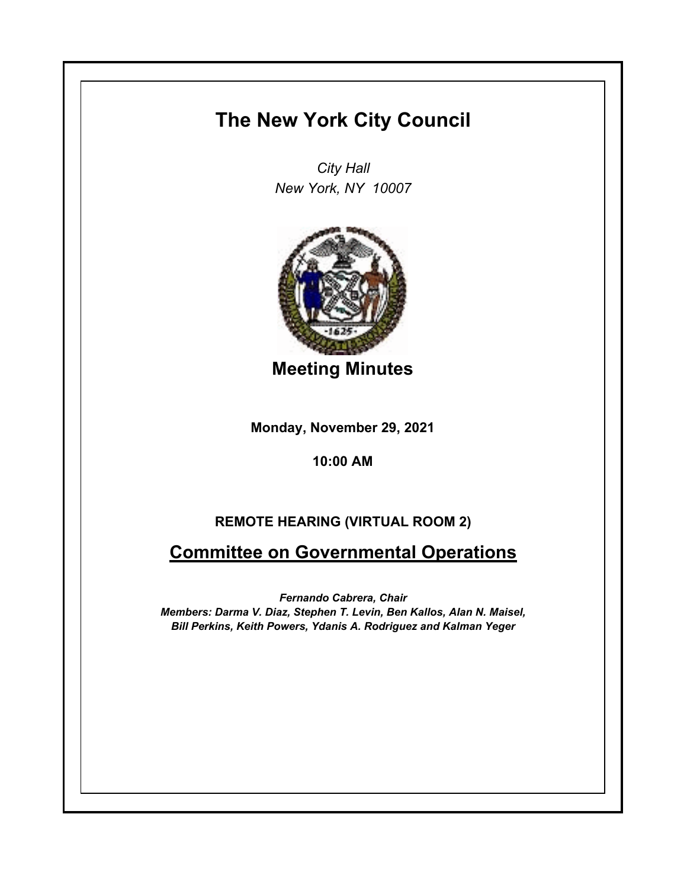# The New York City Council

*City Hall*
*New York, NY 10007*

## Meeting Minutes

**Monday, November 29, 2021**

**10:00 AM**

**REMOTE HEARING (VIRTUAL ROOM 2)**

## Committee on Governmental Operations

***Fernando Cabrera, Chair***
***Members: Darma V. Diaz, Stephen T. Levin, Ben Kallos, Alan N. Maisel, Bill Perkins, Keith Powers, Ydanis A. Rodriguez and Kalman Yeger***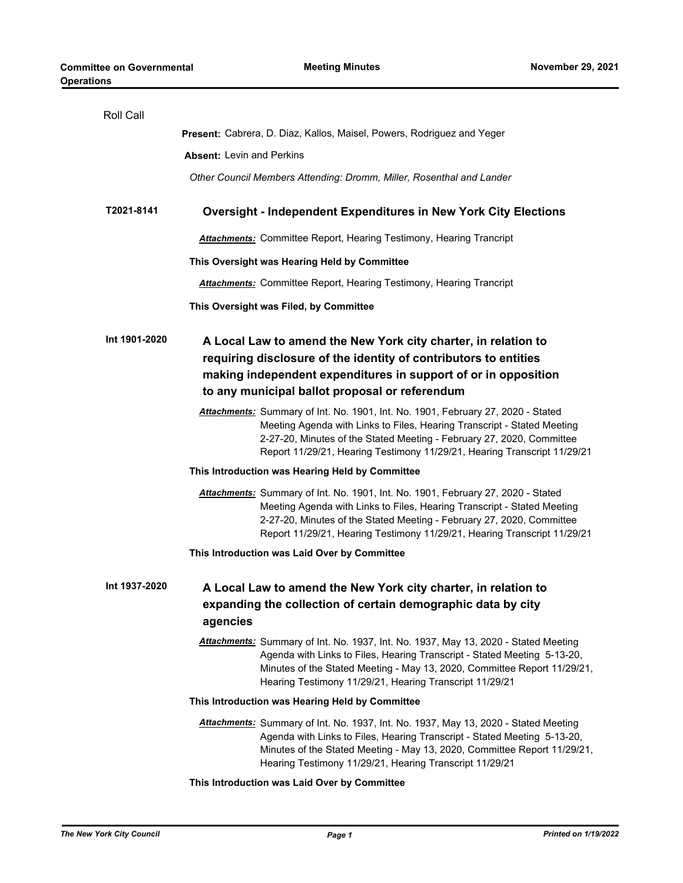Roll Call

**Present:** Cabrera, D. Diaz, Kallos, Maisel, Powers, Rodriguez and Yeger

**Absent:** Levin and Perkins

*Other Council Members Attending: Dromm, Miller, Rosenthal and Lander*

**T2021-8141** **Oversight - Independent Expenditures in New York City Elections**

***Attachments:*** Committee Report, Hearing Testimony, Hearing Trancript

**This Oversight was Hearing Held by Committee**

***Attachments:*** Committee Report, Hearing Testimony, Hearing Trancript

**This Oversight was Filed, by Committee**

**Int 1901-2020** **A Local Law to amend the New York city charter, in relation to requiring disclosure of the identity of contributors to entities making independent expenditures in support of or in opposition to any municipal ballot proposal or referendum**

***Attachments:*** Summary of Int. No. 1901, Int. No. 1901, February 27, 2020 - Stated Meeting Agenda with Links to Files, Hearing Transcript - Stated Meeting 2-27-20, Minutes of the Stated Meeting - February 27, 2020, Committee Report 11/29/21, Hearing Testimony 11/29/21, Hearing Transcript 11/29/21

**This Introduction was Hearing Held by Committee**

***Attachments:*** Summary of Int. No. 1901, Int. No. 1901, February 27, 2020 - Stated Meeting Agenda with Links to Files, Hearing Transcript - Stated Meeting 2-27-20, Minutes of the Stated Meeting - February 27, 2020, Committee Report 11/29/21, Hearing Testimony 11/29/21, Hearing Transcript 11/29/21

**This Introduction was Laid Over by Committee**

**Int 1937-2020** **A Local Law to amend the New York city charter, in relation to expanding the collection of certain demographic data by city agencies**

***Attachments:*** Summary of Int. No. 1937, Int. No. 1937, May 13, 2020 - Stated Meeting Agenda with Links to Files, Hearing Transcript - Stated Meeting 5-13-20, Minutes of the Stated Meeting - May 13, 2020, Committee Report 11/29/21, Hearing Testimony 11/29/21, Hearing Transcript 11/29/21

**This Introduction was Hearing Held by Committee**

***Attachments:*** Summary of Int. No. 1937, Int. No. 1937, May 13, 2020 - Stated Meeting Agenda with Links to Files, Hearing Transcript - Stated Meeting 5-13-20, Minutes of the Stated Meeting - May 13, 2020, Committee Report 11/29/21, Hearing Testimony 11/29/21, Hearing Transcript 11/29/21

**This Introduction was Laid Over by Committee**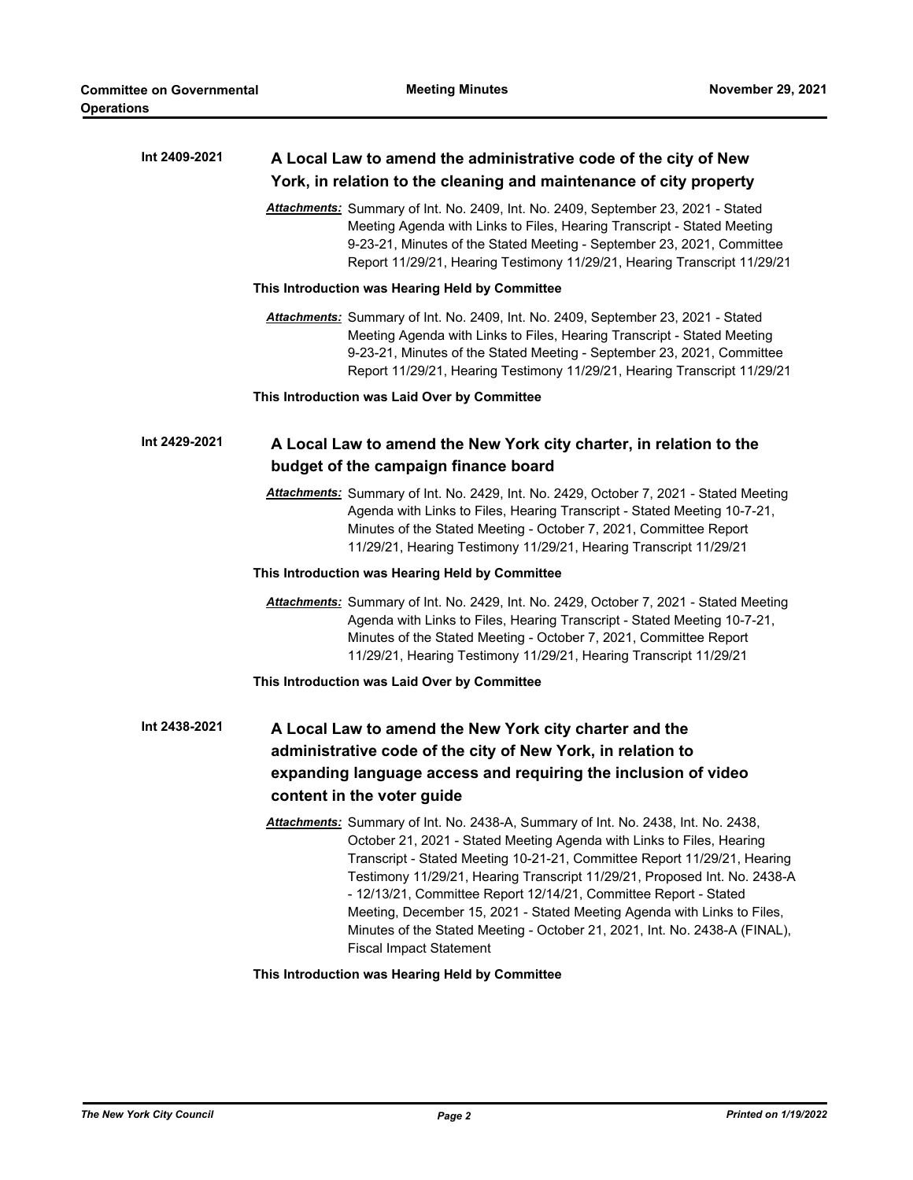**Int 2409-2021** **A Local Law to amend the administrative code of the city of New York, in relation to the cleaning and maintenance of city property**

***Attachments:*** Summary of Int. No. 2409, Int. No. 2409, September 23, 2021 - Stated Meeting Agenda with Links to Files, Hearing Transcript - Stated Meeting 9-23-21, Minutes of the Stated Meeting - September 23, 2021, Committee Report 11/29/21, Hearing Testimony 11/29/21, Hearing Transcript 11/29/21

**This Introduction was Hearing Held by Committee**

***Attachments:*** Summary of Int. No. 2409, Int. No. 2409, September 23, 2021 - Stated Meeting Agenda with Links to Files, Hearing Transcript - Stated Meeting 9-23-21, Minutes of the Stated Meeting - September 23, 2021, Committee Report 11/29/21, Hearing Testimony 11/29/21, Hearing Transcript 11/29/21

**This Introduction was Laid Over by Committee**

**Int 2429-2021** **A Local Law to amend the New York city charter, in relation to the budget of the campaign finance board**

***Attachments:*** Summary of Int. No. 2429, Int. No. 2429, October 7, 2021 - Stated Meeting Agenda with Links to Files, Hearing Transcript - Stated Meeting 10-7-21, Minutes of the Stated Meeting - October 7, 2021, Committee Report 11/29/21, Hearing Testimony 11/29/21, Hearing Transcript 11/29/21

**This Introduction was Hearing Held by Committee**

***Attachments:*** Summary of Int. No. 2429, Int. No. 2429, October 7, 2021 - Stated Meeting Agenda with Links to Files, Hearing Transcript - Stated Meeting 10-7-21, Minutes of the Stated Meeting - October 7, 2021, Committee Report 11/29/21, Hearing Testimony 11/29/21, Hearing Transcript 11/29/21

**This Introduction was Laid Over by Committee**

**Int 2438-2021** **A Local Law to amend the New York city charter and the administrative code of the city of New York, in relation to expanding language access and requiring the inclusion of video content in the voter guide**

***Attachments:*** Summary of Int. No. 2438-A, Summary of Int. No. 2438, Int. No. 2438, October 21, 2021 - Stated Meeting Agenda with Links to Files, Hearing Transcript - Stated Meeting 10-21-21, Committee Report 11/29/21, Hearing Testimony 11/29/21, Hearing Transcript 11/29/21, Proposed Int. No. 2438-A - 12/13/21, Committee Report 12/14/21, Committee Report - Stated Meeting, December 15, 2021 - Stated Meeting Agenda with Links to Files, Minutes of the Stated Meeting - October 21, 2021, Int. No. 2438-A (FINAL), Fiscal Impact Statement

**This Introduction was Hearing Held by Committee**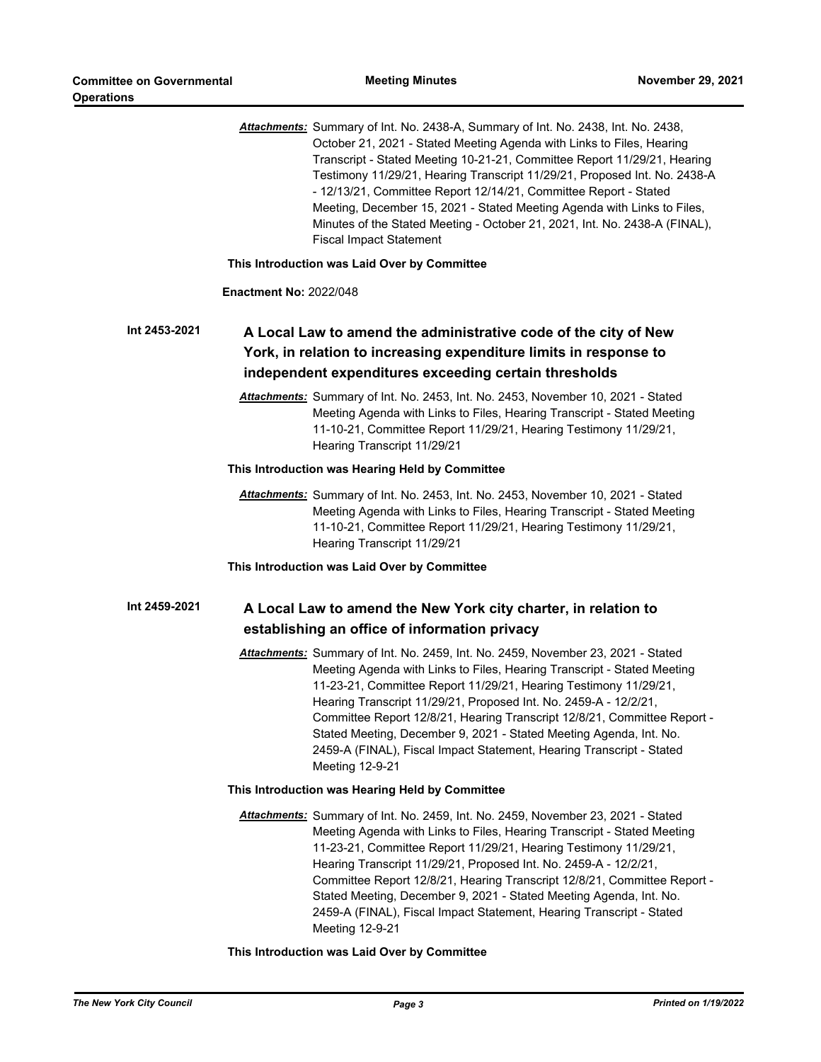***Attachments:*** Summary of Int. No. 2438-A, Summary of Int. No. 2438, Int. No. 2438, October 21, 2021 - Stated Meeting Agenda with Links to Files, Hearing Transcript - Stated Meeting 10-21-21, Committee Report 11/29/21, Hearing Testimony 11/29/21, Hearing Transcript 11/29/21, Proposed Int. No. 2438-A - 12/13/21, Committee Report 12/14/21, Committee Report - Stated Meeting, December 15, 2021 - Stated Meeting Agenda with Links to Files, Minutes of the Stated Meeting - October 21, 2021, Int. No. 2438-A (FINAL), Fiscal Impact Statement

**This Introduction was Laid Over by Committee**

**Enactment No:** 2022/048

**Int 2453-2021**

## A Local Law to amend the administrative code of the city of New York, in relation to increasing expenditure limits in response to independent expenditures exceeding certain thresholds

***Attachments:*** Summary of Int. No. 2453, Int. No. 2453, November 10, 2021 - Stated Meeting Agenda with Links to Files, Hearing Transcript - Stated Meeting 11-10-21, Committee Report 11/29/21, Hearing Testimony 11/29/21, Hearing Transcript 11/29/21

**This Introduction was Hearing Held by Committee**

***Attachments:*** Summary of Int. No. 2453, Int. No. 2453, November 10, 2021 - Stated Meeting Agenda with Links to Files, Hearing Transcript - Stated Meeting 11-10-21, Committee Report 11/29/21, Hearing Testimony 11/29/21, Hearing Transcript 11/29/21

**This Introduction was Laid Over by Committee**

**Int 2459-2021**

## A Local Law to amend the New York city charter, in relation to establishing an office of information privacy

***Attachments:*** Summary of Int. No. 2459, Int. No. 2459, November 23, 2021 - Stated Meeting Agenda with Links to Files, Hearing Transcript - Stated Meeting 11-23-21, Committee Report 11/29/21, Hearing Testimony 11/29/21, Hearing Transcript 11/29/21, Proposed Int. No. 2459-A - 12/2/21, Committee Report 12/8/21, Hearing Transcript 12/8/21, Committee Report - Stated Meeting, December 9, 2021 - Stated Meeting Agenda, Int. No. 2459-A (FINAL), Fiscal Impact Statement, Hearing Transcript - Stated Meeting 12-9-21

**This Introduction was Hearing Held by Committee**

***Attachments:*** Summary of Int. No. 2459, Int. No. 2459, November 23, 2021 - Stated Meeting Agenda with Links to Files, Hearing Transcript - Stated Meeting 11-23-21, Committee Report 11/29/21, Hearing Testimony 11/29/21, Hearing Transcript 11/29/21, Proposed Int. No. 2459-A - 12/2/21, Committee Report 12/8/21, Hearing Transcript 12/8/21, Committee Report - Stated Meeting, December 9, 2021 - Stated Meeting Agenda, Int. No. 2459-A (FINAL), Fiscal Impact Statement, Hearing Transcript - Stated Meeting 12-9-21

**This Introduction was Laid Over by Committee**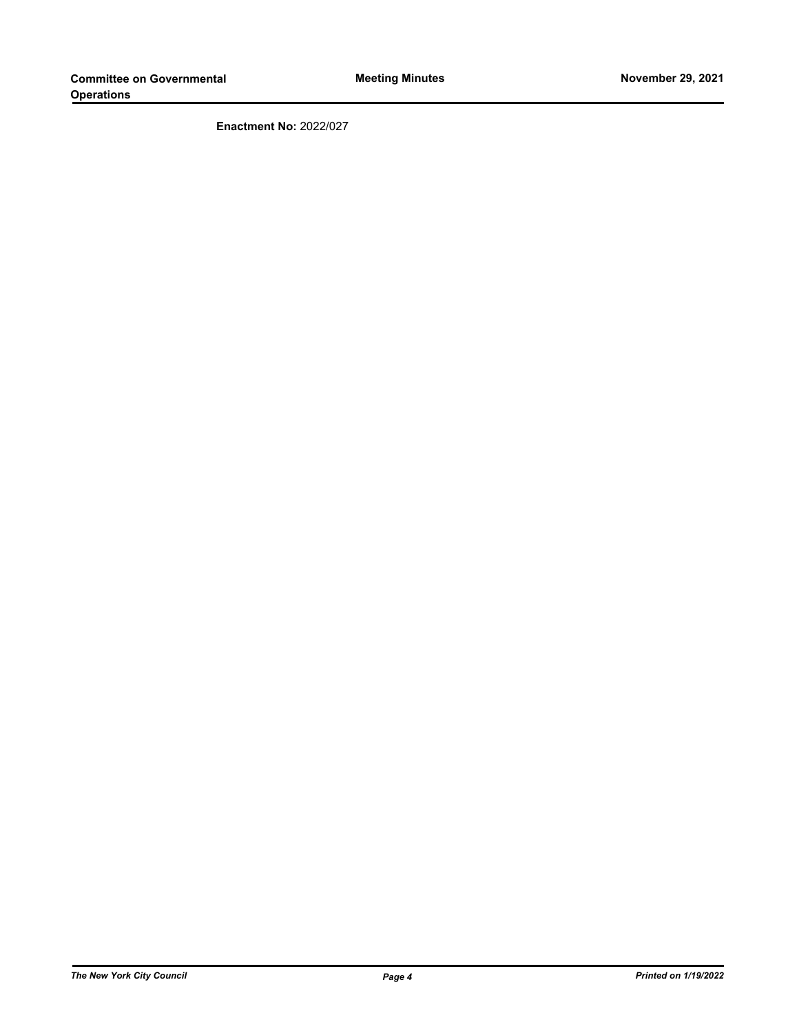**Enactment No:** 2022/027